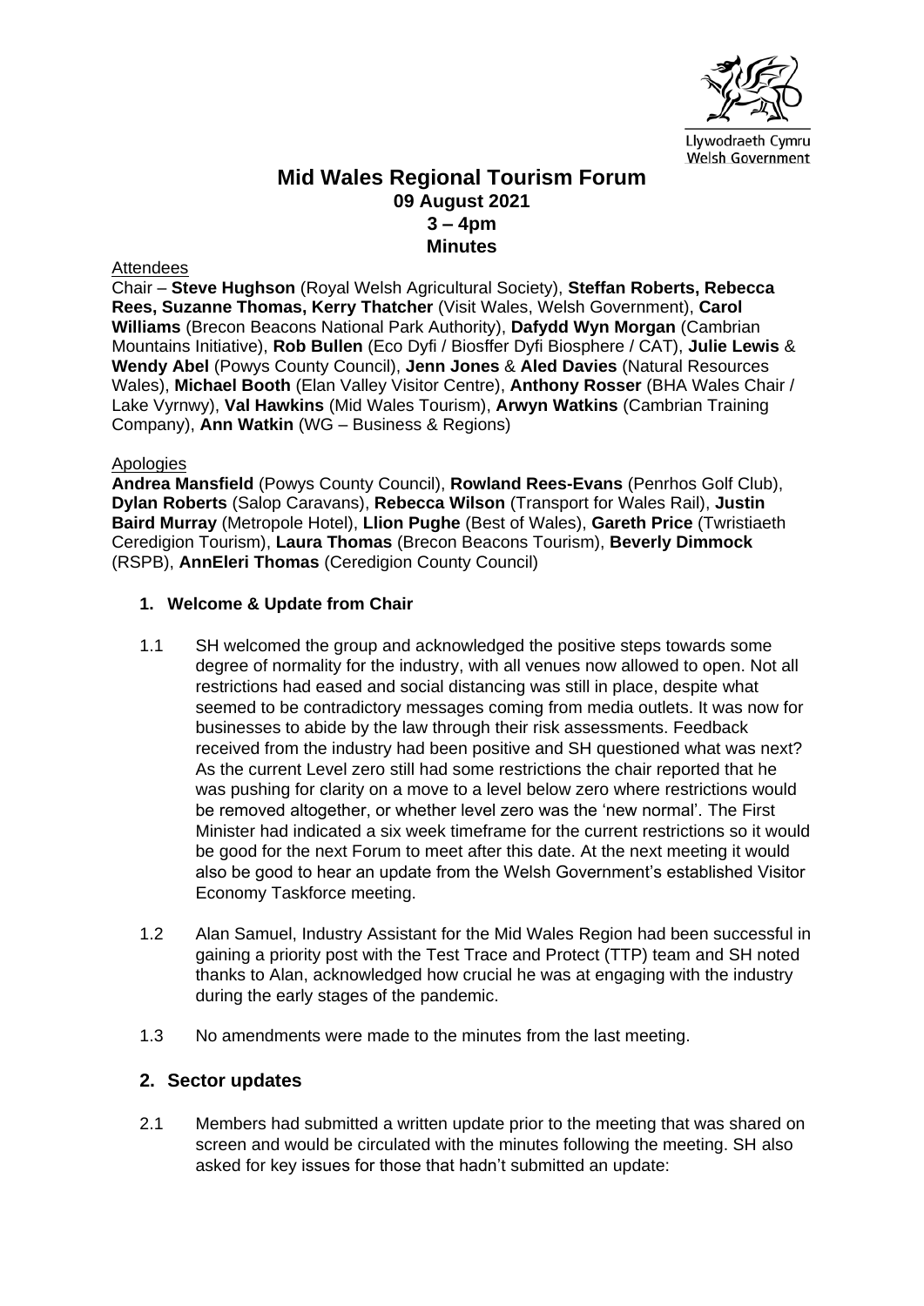Llywodraeth Cymru
Welsh Government

# Mid Wales Regional Tourism Forum
**09 August 2021**
**3 – 4pm**
**Minutes**

Attendees

Chair – **Steve Hughson** (Royal Welsh Agricultural Society), **Steffan Roberts, Rebecca Rees, Suzanne Thomas, Kerry Thatcher** (Visit Wales, Welsh Government), **Carol Williams** (Brecon Beacons National Park Authority), **Dafydd Wyn Morgan** (Cambrian Mountains Initiative), **Rob Bullen** (Eco Dyfi / Biosffer Dyfi Biosphere / CAT), **Julie Lewis** & **Wendy Abel** (Powys County Council), **Jenn Jones** & **Aled Davies** (Natural Resources Wales), **Michael Booth** (Elan Valley Visitor Centre), **Anthony Rosser** (BHA Wales Chair / Lake Vyrnwy), **Val Hawkins** (Mid Wales Tourism), **Arwyn Watkins** (Cambrian Training Company), **Ann Watkin** (WG – Business & Regions)

Apologies

**Andrea Mansfield** (Powys County Council), **Rowland Rees-Evans** (Penrhos Golf Club), **Dylan Roberts** (Salop Caravans), **Rebecca Wilson** (Transport for Wales Rail), **Justin Baird Murray** (Metropole Hotel), **Llion Pughe** (Best of Wales), **Gareth Price** (Twristiaeth Ceredigion Tourism), **Laura Thomas** (Brecon Beacons Tourism), **Beverly Dimmock** (RSPB), **AnnEleri Thomas** (Ceredigion County Council)

### 1. Welcome & Update from Chair

1.1 SH welcomed the group and acknowledged the positive steps towards some degree of normality for the industry, with all venues now allowed to open. Not all restrictions had eased and social distancing was still in place, despite what seemed to be contradictory messages coming from media outlets. It was now for businesses to abide by the law through their risk assessments. Feedback received from the industry had been positive and SH questioned what was next? As the current Level zero still had some restrictions the chair reported that he was pushing for clarity on a move to a level below zero where restrictions would be removed altogether, or whether level zero was the 'new normal'. The First Minister had indicated a six week timeframe for the current restrictions so it would be good for the next Forum to meet after this date. At the next meeting it would also be good to hear an update from the Welsh Government's established Visitor Economy Taskforce meeting.

1.2 Alan Samuel, Industry Assistant for the Mid Wales Region had been successful in gaining a priority post with the Test Trace and Protect (TTP) team and SH noted thanks to Alan, acknowledged how crucial he was at engaging with the industry during the early stages of the pandemic.

1.3 No amendments were made to the minutes from the last meeting.

## 2. Sector updates

2.1 Members had submitted a written update prior to the meeting that was shared on screen and would be circulated with the minutes following the meeting. SH also asked for key issues for those that hadn't submitted an update: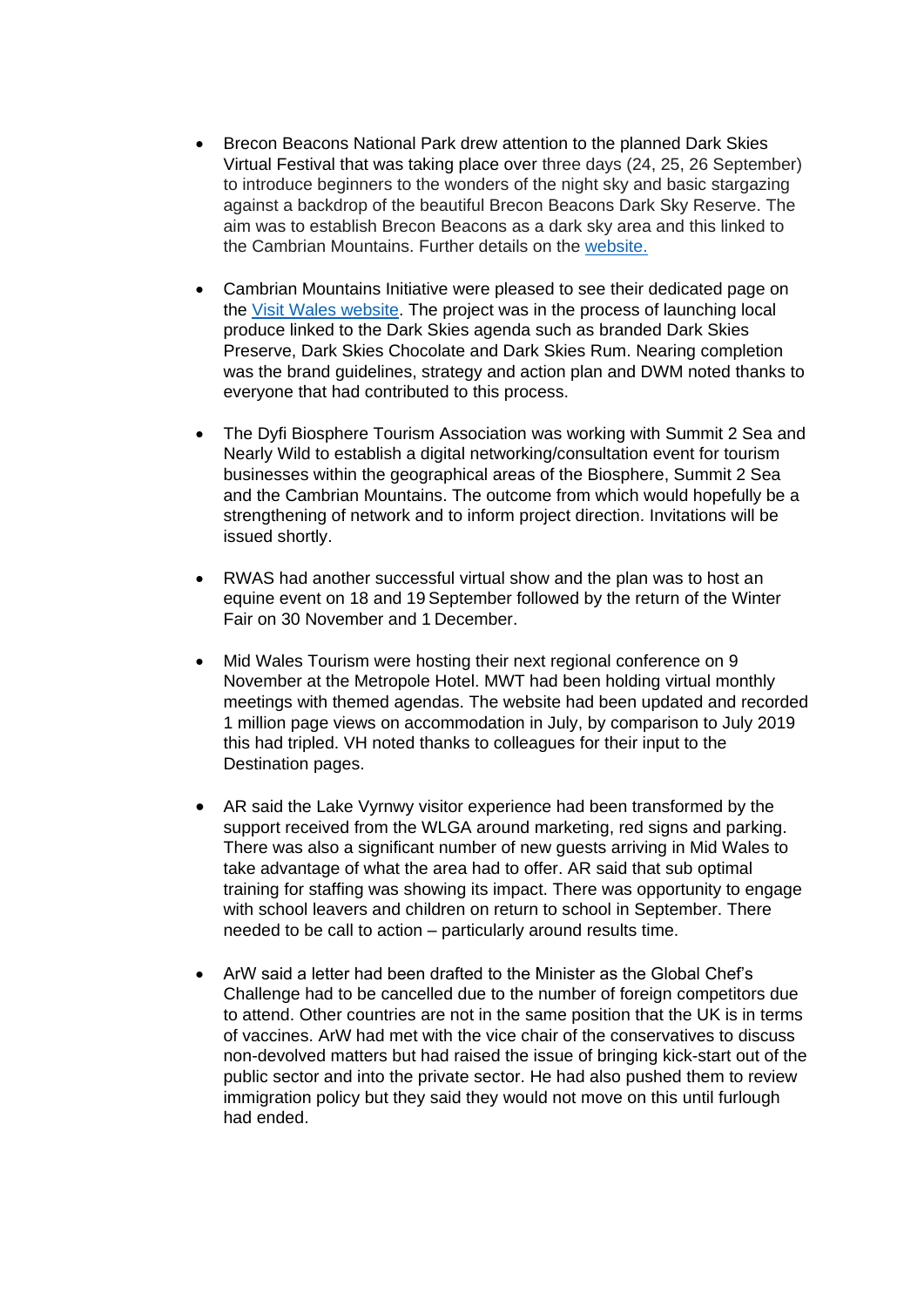- Brecon Beacons National Park drew attention to the planned Dark Skies Virtual Festival that was taking place over three days (24, 25, 26 September) to introduce beginners to the wonders of the night sky and basic stargazing against a backdrop of the beautiful Brecon Beacons Dark Sky Reserve. The aim was to establish Brecon Beacons as a dark sky area and this linked to the Cambrian Mountains. Further details on the website.

- Cambrian Mountains Initiative were pleased to see their dedicated page on the Visit Wales website. The project was in the process of launching local produce linked to the Dark Skies agenda such as branded Dark Skies Preserve, Dark Skies Chocolate and Dark Skies Rum. Nearing completion was the brand guidelines, strategy and action plan and DWM noted thanks to everyone that had contributed to this process.

- The Dyfi Biosphere Tourism Association was working with Summit 2 Sea and Nearly Wild to establish a digital networking/consultation event for tourism businesses within the geographical areas of the Biosphere, Summit 2 Sea and the Cambrian Mountains. The outcome from which would hopefully be a strengthening of network and to inform project direction. Invitations will be issued shortly.

- RWAS had another successful virtual show and the plan was to host an equine event on 18 and 19 September followed by the return of the Winter Fair on 30 November and 1 December.

- Mid Wales Tourism were hosting their next regional conference on 9 November at the Metropole Hotel. MWT had been holding virtual monthly meetings with themed agendas. The website had been updated and recorded 1 million page views on accommodation in July, by comparison to July 2019 this had tripled. VH noted thanks to colleagues for their input to the Destination pages.

- AR said the Lake Vyrnwy visitor experience had been transformed by the support received from the WLGA around marketing, red signs and parking. There was also a significant number of new guests arriving in Mid Wales to take advantage of what the area had to offer. AR said that sub optimal training for staffing was showing its impact. There was opportunity to engage with school leavers and children on return to school in September. There needed to be call to action – particularly around results time.

- ArW said a letter had been drafted to the Minister as the Global Chef's Challenge had to be cancelled due to the number of foreign competitors due to attend. Other countries are not in the same position that the UK is in terms of vaccines. ArW had met with the vice chair of the conservatives to discuss non-devolved matters but had raised the issue of bringing kick-start out of the public sector and into the private sector. He had also pushed them to review immigration policy but they said they would not move on this until furlough had ended.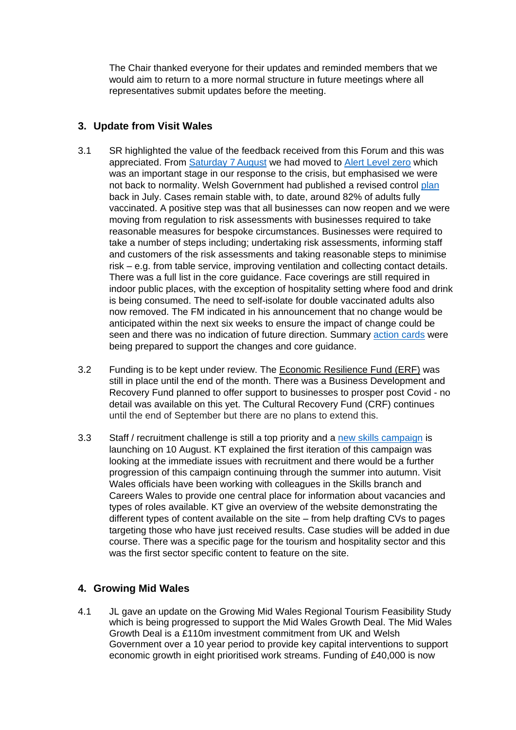The Chair thanked everyone for their updates and reminded members that we would aim to return to a more normal structure in future meetings where all representatives submit updates before the meeting.

## 3. Update from Visit Wales

3.1 SR highlighted the value of the feedback received from this Forum and this was appreciated. From Saturday 7 August we had moved to Alert Level zero which was an important stage in our response to the crisis, but emphasised we were not back to normality. Welsh Government had published a revised control plan back in July. Cases remain stable with, to date, around 82% of adults fully vaccinated. A positive step was that all businesses can now reopen and we were moving from regulation to risk assessments with businesses required to take reasonable measures for bespoke circumstances. Businesses were required to take a number of steps including; undertaking risk assessments, informing staff and customers of the risk assessments and taking reasonable steps to minimise risk – e.g. from table service, improving ventilation and collecting contact details. There was a full list in the core guidance. Face coverings are still required in indoor public places, with the exception of hospitality setting where food and drink is being consumed. The need to self-isolate for double vaccinated adults also now removed. The FM indicated in his announcement that no change would be anticipated within the next six weeks to ensure the impact of change could be seen and there was no indication of future direction. Summary action cards were being prepared to support the changes and core guidance.

3.2 Funding is to be kept under review. The Economic Resilience Fund (ERF) was still in place until the end of the month. There was a Business Development and Recovery Fund planned to offer support to businesses to prosper post Covid - no detail was available on this yet. The Cultural Recovery Fund (CRF) continues until the end of September but there are no plans to extend this.

3.3 Staff / recruitment challenge is still a top priority and a new skills campaign is launching on 10 August. KT explained the first iteration of this campaign was looking at the immediate issues with recruitment and there would be a further progression of this campaign continuing through the summer into autumn. Visit Wales officials have been working with colleagues in the Skills branch and Careers Wales to provide one central place for information about vacancies and types of roles available. KT give an overview of the website demonstrating the different types of content available on the site – from help drafting CVs to pages targeting those who have just received results. Case studies will be added in due course. There was a specific page for the tourism and hospitality sector and this was the first sector specific content to feature on the site.

## 4. Growing Mid Wales

4.1 JL gave an update on the Growing Mid Wales Regional Tourism Feasibility Study which is being progressed to support the Mid Wales Growth Deal. The Mid Wales Growth Deal is a £110m investment commitment from UK and Welsh Government over a 10 year period to provide key capital interventions to support economic growth in eight prioritised work streams. Funding of £40,000 is now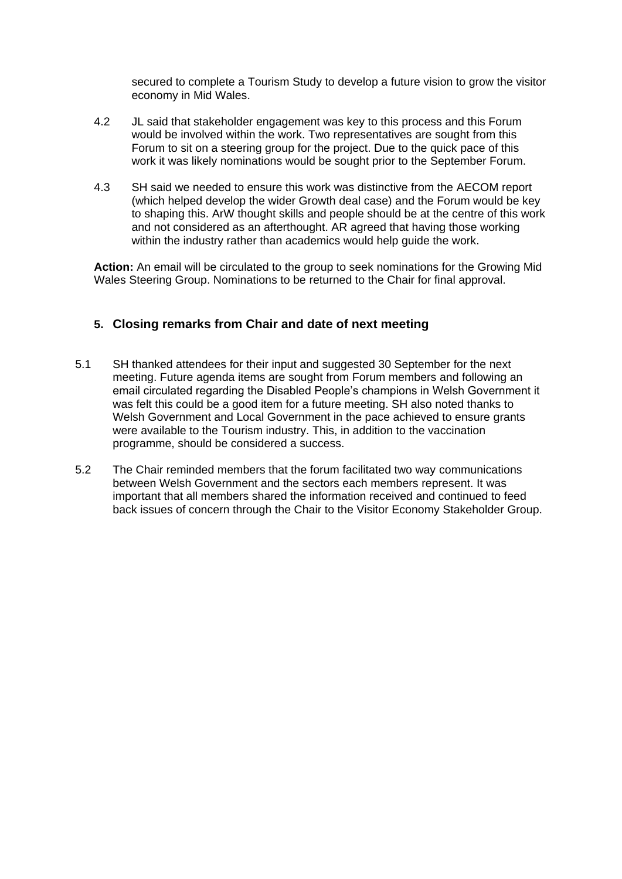secured to complete a Tourism Study to develop a future vision to grow the visitor economy in Mid Wales.

4.2 JL said that stakeholder engagement was key to this process and this Forum would be involved within the work. Two representatives are sought from this Forum to sit on a steering group for the project. Due to the quick pace of this work it was likely nominations would be sought prior to the September Forum.

4.3 SH said we needed to ensure this work was distinctive from the AECOM report (which helped develop the wider Growth deal case) and the Forum would be key to shaping this. ArW thought skills and people should be at the centre of this work and not considered as an afterthought. AR agreed that having those working within the industry rather than academics would help guide the work.

**Action:** An email will be circulated to the group to seek nominations for the Growing Mid Wales Steering Group. Nominations to be returned to the Chair for final approval.

## 5. Closing remarks from Chair and date of next meeting

5.1 SH thanked attendees for their input and suggested 30 September for the next meeting. Future agenda items are sought from Forum members and following an email circulated regarding the Disabled People's champions in Welsh Government it was felt this could be a good item for a future meeting. SH also noted thanks to Welsh Government and Local Government in the pace achieved to ensure grants were available to the Tourism industry. This, in addition to the vaccination programme, should be considered a success.

5.2 The Chair reminded members that the forum facilitated two way communications between Welsh Government and the sectors each members represent. It was important that all members shared the information received and continued to feed back issues of concern through the Chair to the Visitor Economy Stakeholder Group.